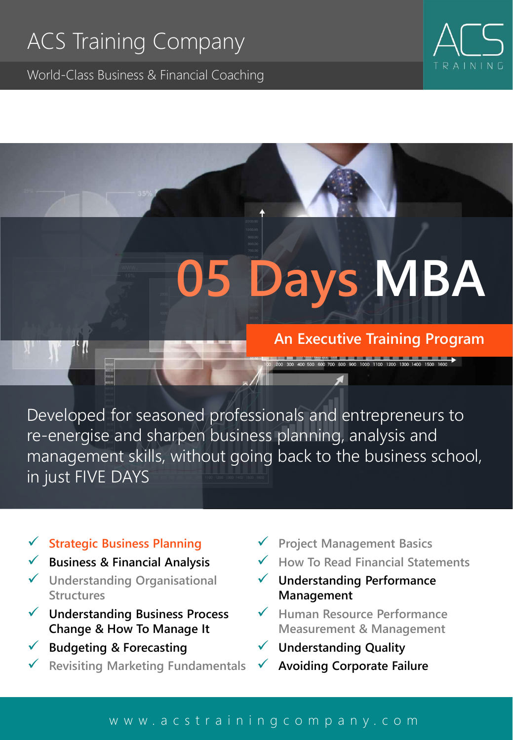# ACS Training Company

World-Class Business & Financial Coaching

ACS TRAINING

# 05 Days MBA

## An Executive Training Program

Developed for seasoned professionals and entrepreneurs to re-energise and sharpen business planning, analysis and management skills, without going back to the business school, in just FIVE DAYS

- ✓ Strategic Business Planning
- ✓ Business & Financial Analysis
- ✓ Understanding Organisational Structures
- ✓ Understanding Business Process Change & How To Manage It
- ✓ Budgeting & Forecasting
- ✓ Revisiting Marketing Fundamentals
- ✓ Project Management Basics
- ✓ How To Read Financial Statements
- ✓ Understanding Performance Management
- ✓ Human Resource Performance Measurement & Management
- ✓ Understanding Quality
- ✓ Avoiding Corporate Failure

www.acstrainingcompany.com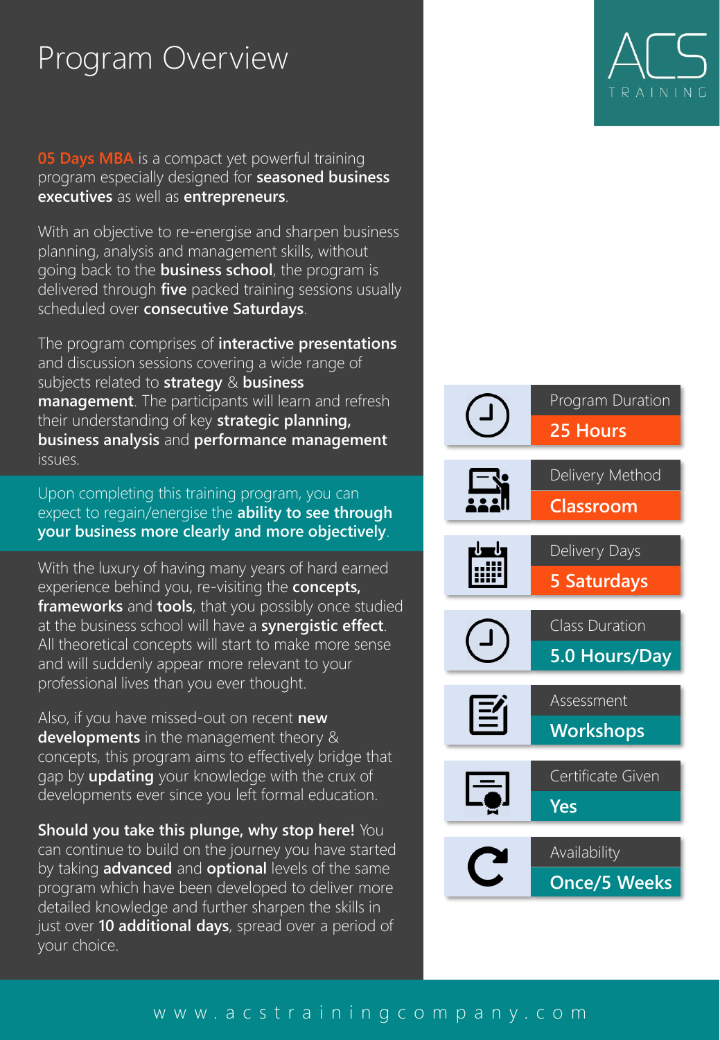# Program Overview

ACS TRAINING

**05 Days MBA** is a compact yet powerful training program especially designed for **seasoned business executives** as well as **entrepreneurs**.

With an objective to re-energise and sharpen business planning, analysis and management skills, without going back to the **business school**, the program is delivered through **five** packed training sessions usually scheduled over **consecutive Saturdays**.

The program comprises of **interactive presentations** and discussion sessions covering a wide range of subjects related to **strategy** & **business management**. The participants will learn and refresh their understanding of key **strategic planning, business analysis** and **performance management** issues.

Upon completing this training program, you can expect to regain/energise the **ability to see through your business more clearly and more objectively**.

With the luxury of having many years of hard earned experience behind you, re-visiting the **concepts, frameworks** and **tools**, that you possibly once studied at the business school will have a **synergistic effect**. All theoretical concepts will start to make more sense and will suddenly appear more relevant to your professional lives than you ever thought.

Also, if you have missed-out on recent **new developments** in the management theory & concepts, this program aims to effectively bridge that gap by **updating** your knowledge with the crux of developments ever since you left formal education.

**Should you take this plunge, why stop here!** You can continue to build on the journey you have started by taking **advanced** and **optional** levels of the same program which have been developed to deliver more detailed knowledge and further sharpen the skills in just over **10 additional days**, spread over a period of your choice.

| | |
|---|---|
| Program Duration | **25 Hours** |
| Delivery Method | **Classroom** |
| Delivery Days | **5 Saturdays** |
| Class Duration | **5.0 Hours/Day** |
| Assessment | **Workshops** |
| Certificate Given | **Yes** |
| Availability | **Once/5 Weeks** |

www.acstrainingcompany.com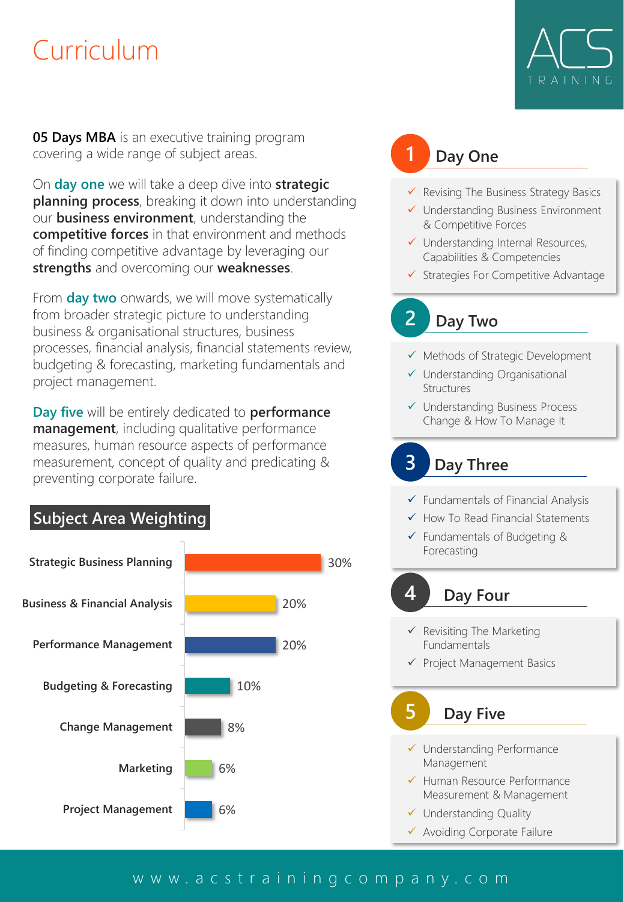# Curriculum

**05 Days MBA** is an executive training program covering a wide range of subject areas.

On **day one** we will take a deep dive into **strategic planning process**, breaking it down into understanding our **business environment**, understanding the **competitive forces** in that environment and methods of finding competitive advantage by leveraging our **strengths** and overcoming our **weaknesses**.

From **day two** onwards, we will move systematically from broader strategic picture to understanding business & organisational structures, business processes, financial analysis, financial statements review, budgeting & forecasting, marketing fundamentals and project management.

**Day five** will be entirely dedicated to **performance management**, including qualitative performance measures, human resource aspects of performance measurement, concept of quality and predicating & preventing corporate failure.

## Subject Area Weighting

| Subject Area | Weighting |
|---|---|
| Strategic Business Planning | 30% |
| Business & Financial Analysis | 20% |
| Performance Management | 20% |
| Budgeting & Forecasting | 10% |
| Change Management | 8% |
| Marketing | 6% |
| Project Management | 6% |

## 1 Day One

- ✓ Revising The Business Strategy Basics
- ✓ Understanding Business Environment & Competitive Forces
- ✓ Understanding Internal Resources, Capabilities & Competencies
- ✓ Strategies For Competitive Advantage

## 2 Day Two

- ✓ Methods of Strategic Development
- ✓ Understanding Organisational Structures
- ✓ Understanding Business Process Change & How To Manage It

## 3 Day Three

- ✓ Fundamentals of Financial Analysis
- ✓ How To Read Financial Statements
- ✓ Fundamentals of Budgeting & Forecasting

## 4 Day Four

- ✓ Revisiting The Marketing Fundamentals
- ✓ Project Management Basics

## 5 Day Five

- ✓ Understanding Performance Management
- ✓ Human Resource Performance Measurement & Management
- ✓ Understanding Quality
- ✓ Avoiding Corporate Failure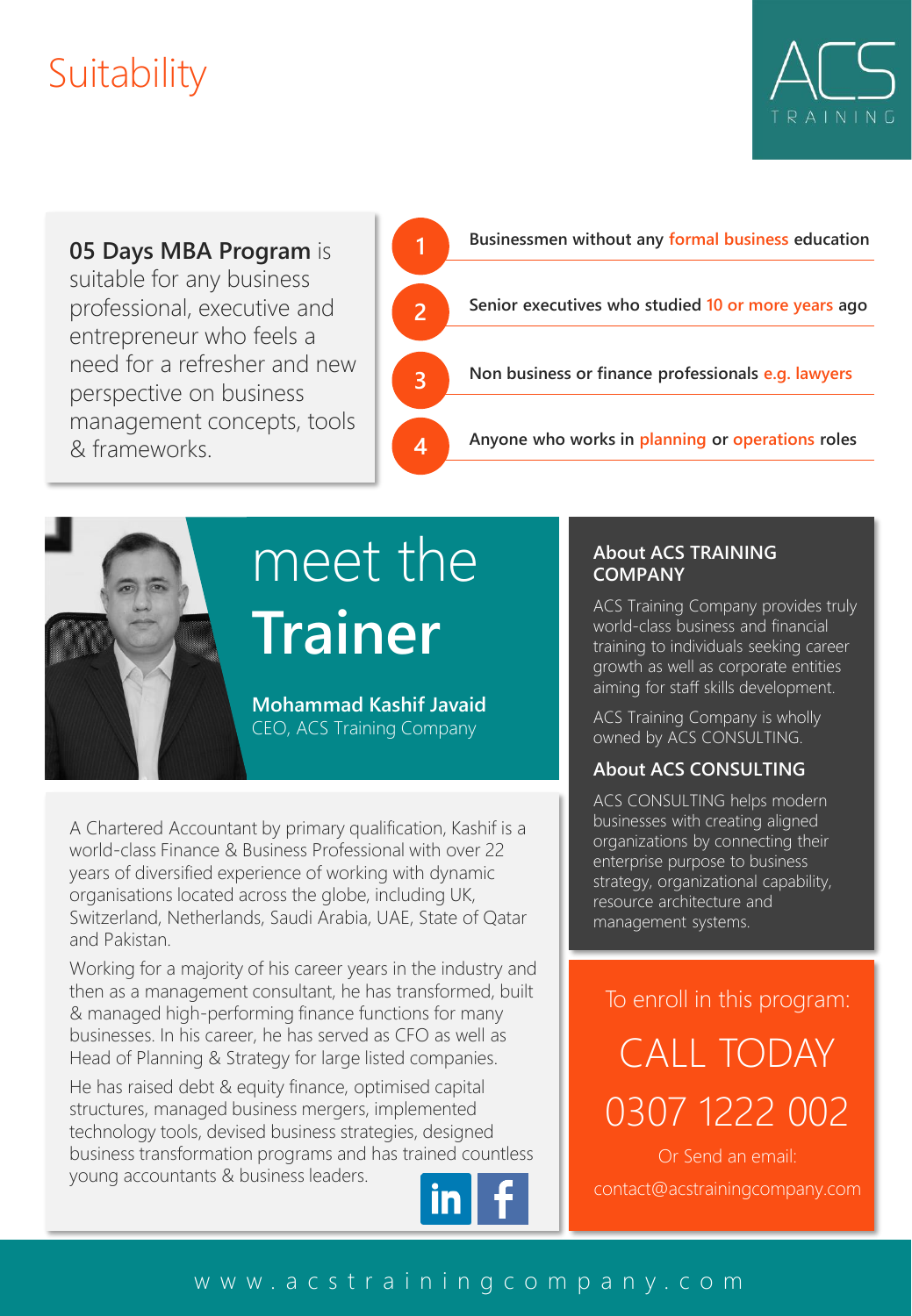# Suitability

ACS TRAINING

**05 Days MBA Program** is suitable for any business professional, executive and entrepreneur who feels a need for a refresher and new perspective on business management concepts, tools & frameworks.

1. Businessmen without any formal business education
2. Senior executives who studied 10 or more years ago
3. Non business or finance professionals e.g. lawyers
4. Anyone who works in planning or operations roles

## meet the Trainer

**Mohammad Kashif Javaid**
CEO, ACS Training Company

A Chartered Accountant by primary qualification, Kashif is a world-class Finance & Business Professional with over 22 years of diversified experience of working with dynamic organisations located across the globe, including UK, Switzerland, Netherlands, Saudi Arabia, UAE, State of Qatar and Pakistan.

Working for a majority of his career years in the industry and then as a management consultant, he has transformed, built & managed high-performing finance functions for many businesses. In his career, he has served as CFO as well as Head of Planning & Strategy for large listed companies.

He has raised debt & equity finance, optimised capital structures, managed business mergers, implemented technology tools, devised business strategies, designed business transformation programs and has trained countless young accountants & business leaders.

### About ACS TRAINING COMPANY

ACS Training Company provides truly world-class business and financial training to individuals seeking career growth as well as corporate entities aiming for staff skills development.

ACS Training Company is wholly owned by ACS CONSULTING.

### About ACS CONSULTING

ACS CONSULTING helps modern businesses with creating aligned organizations by connecting their enterprise purpose to business strategy, organizational capability, resource architecture and management systems.

To enroll in this program:

CALL TODAY

0307 1222 002

Or Send an email:

contact@acstrainingcompany.com

www.acstrainingcompany.com